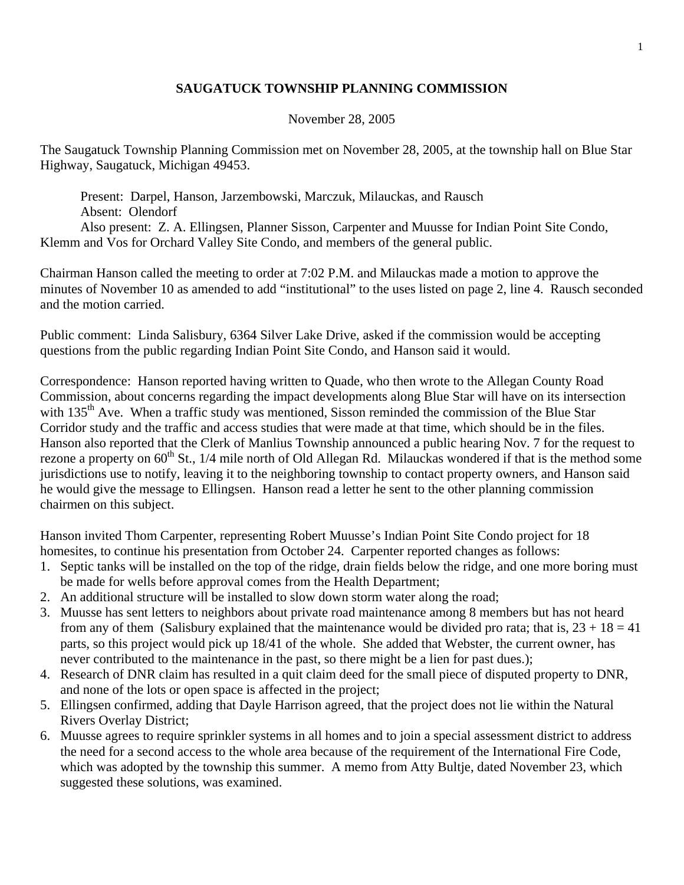**SAUGATUCK TOWNSHIP PLANNING COMMISSION**

November 28, 2005

The Saugatuck Township Planning Commission met on November 28, 2005, at the township hall on Blue Star Highway, Saugatuck, Michigan 49453.

Present: Darpel, Hanson, Jarzembowski, Marczuk, Milauckas, and Rausch
Absent: Olendorf
Also present: Z. A. Ellingsen, Planner Sisson, Carpenter and Muusse for Indian Point Site Condo, Klemm and Vos for Orchard Valley Site Condo, and members of the general public.

Chairman Hanson called the meeting to order at 7:02 P.M. and Milauckas made a motion to approve the minutes of November 10 as amended to add "institutional" to the uses listed on page 2, line 4. Rausch seconded and the motion carried.

Public comment: Linda Salisbury, 6364 Silver Lake Drive, asked if the commission would be accepting questions from the public regarding Indian Point Site Condo, and Hanson said it would.

Correspondence: Hanson reported having written to Quade, who then wrote to the Allegan County Road Commission, about concerns regarding the impact developments along Blue Star will have on its intersection with 135th Ave. When a traffic study was mentioned, Sisson reminded the commission of the Blue Star Corridor study and the traffic and access studies that were made at that time, which should be in the files. Hanson also reported that the Clerk of Manlius Township announced a public hearing Nov. 7 for the request to rezone a property on 60th St., 1/4 mile north of Old Allegan Rd. Milauckas wondered if that is the method some jurisdictions use to notify, leaving it to the neighboring township to contact property owners, and Hanson said he would give the message to Ellingsen. Hanson read a letter he sent to the other planning commission chairmen on this subject.

Hanson invited Thom Carpenter, representing Robert Muusse's Indian Point Site Condo project for 18 homesites, to continue his presentation from October 24. Carpenter reported changes as follows:

1. Septic tanks will be installed on the top of the ridge, drain fields below the ridge, and one more boring must be made for wells before approval comes from the Health Department;
2. An additional structure will be installed to slow down storm water along the road;
3. Muusse has sent letters to neighbors about private road maintenance among 8 members but has not heard from any of them (Salisbury explained that the maintenance would be divided pro rata; that is, 23 + 18 = 41 parts, so this project would pick up 18/41 of the whole. She added that Webster, the current owner, has never contributed to the maintenance in the past, so there might be a lien for past dues.);
4. Research of DNR claim has resulted in a quit claim deed for the small piece of disputed property to DNR, and none of the lots or open space is affected in the project;
5. Ellingsen confirmed, adding that Dayle Harrison agreed, that the project does not lie within the Natural Rivers Overlay District;
6. Muusse agrees to require sprinkler systems in all homes and to join a special assessment district to address the need for a second access to the whole area because of the requirement of the International Fire Code, which was adopted by the township this summer. A memo from Atty Bultje, dated November 23, which suggested these solutions, was examined.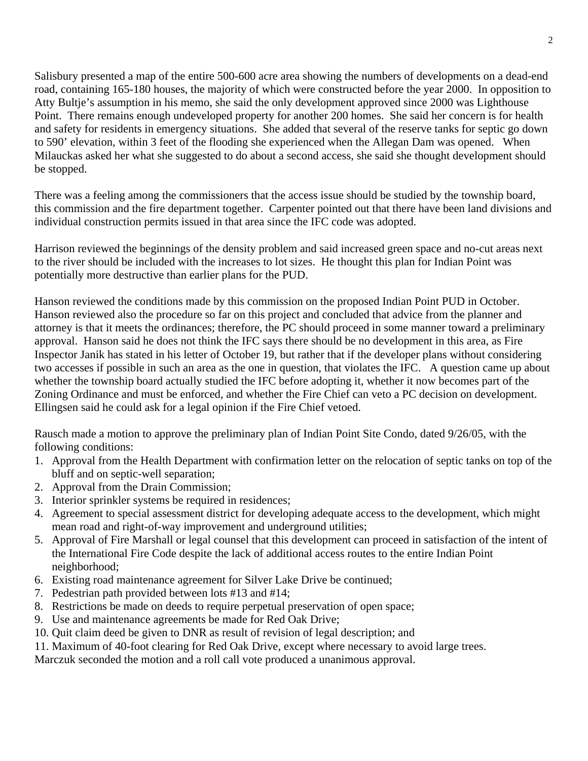Salisbury presented a map of the entire 500-600 acre area showing the numbers of developments on a dead-end road, containing 165-180 houses, the majority of which were constructed before the year 2000. In opposition to Atty Bultje's assumption in his memo, she said the only development approved since 2000 was Lighthouse Point. There remains enough undeveloped property for another 200 homes. She said her concern is for health and safety for residents in emergency situations. She added that several of the reserve tanks for septic go down to 590' elevation, within 3 feet of the flooding she experienced when the Allegan Dam was opened. When Milauckas asked her what she suggested to do about a second access, she said she thought development should be stopped.

There was a feeling among the commissioners that the access issue should be studied by the township board, this commission and the fire department together. Carpenter pointed out that there have been land divisions and individual construction permits issued in that area since the IFC code was adopted.

Harrison reviewed the beginnings of the density problem and said increased green space and no-cut areas next to the river should be included with the increases to lot sizes. He thought this plan for Indian Point was potentially more destructive than earlier plans for the PUD.

Hanson reviewed the conditions made by this commission on the proposed Indian Point PUD in October. Hanson reviewed also the procedure so far on this project and concluded that advice from the planner and attorney is that it meets the ordinances; therefore, the PC should proceed in some manner toward a preliminary approval. Hanson said he does not think the IFC says there should be no development in this area, as Fire Inspector Janik has stated in his letter of October 19, but rather that if the developer plans without considering two accesses if possible in such an area as the one in question, that violates the IFC. A question came up about whether the township board actually studied the IFC before adopting it, whether it now becomes part of the Zoning Ordinance and must be enforced, and whether the Fire Chief can veto a PC decision on development. Ellingsen said he could ask for a legal opinion if the Fire Chief vetoed.

Rausch made a motion to approve the preliminary plan of Indian Point Site Condo, dated 9/26/05, with the following conditions:

1. Approval from the Health Department with confirmation letter on the relocation of septic tanks on top of the bluff and on septic-well separation;
2. Approval from the Drain Commission;
3. Interior sprinkler systems be required in residences;
4. Agreement to special assessment district for developing adequate access to the development, which might mean road and right-of-way improvement and underground utilities;
5. Approval of Fire Marshall or legal counsel that this development can proceed in satisfaction of the intent of the International Fire Code despite the lack of additional access routes to the entire Indian Point neighborhood;
6. Existing road maintenance agreement for Silver Lake Drive be continued;
7. Pedestrian path provided between lots #13 and #14;
8. Restrictions be made on deeds to require perpetual preservation of open space;
9. Use and maintenance agreements be made for Red Oak Drive;
10. Quit claim deed be given to DNR as result of revision of legal description; and
11. Maximum of 40-foot clearing for Red Oak Drive, except where necessary to avoid large trees.

Marczuk seconded the motion and a roll call vote produced a unanimous approval.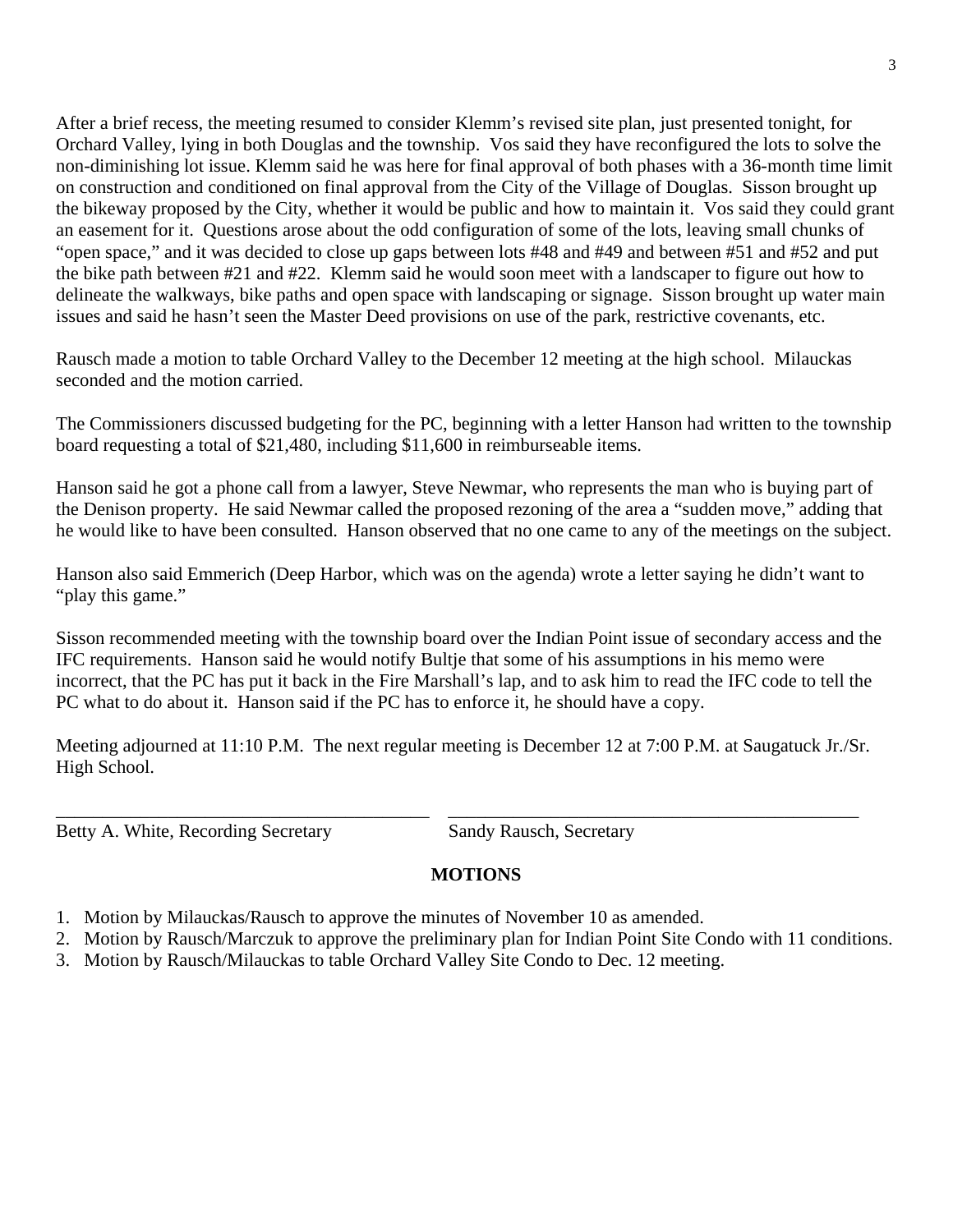After a brief recess, the meeting resumed to consider Klemm's revised site plan, just presented tonight, for Orchard Valley, lying in both Douglas and the township. Vos said they have reconfigured the lots to solve the non-diminishing lot issue. Klemm said he was here for final approval of both phases with a 36-month time limit on construction and conditioned on final approval from the City of the Village of Douglas. Sisson brought up the bikeway proposed by the City, whether it would be public and how to maintain it. Vos said they could grant an easement for it. Questions arose about the odd configuration of some of the lots, leaving small chunks of "open space," and it was decided to close up gaps between lots #48 and #49 and between #51 and #52 and put the bike path between #21 and #22. Klemm said he would soon meet with a landscaper to figure out how to delineate the walkways, bike paths and open space with landscaping or signage. Sisson brought up water main issues and said he hasn't seen the Master Deed provisions on use of the park, restrictive covenants, etc.

Rausch made a motion to table Orchard Valley to the December 12 meeting at the high school. Milauckas seconded and the motion carried.

The Commissioners discussed budgeting for the PC, beginning with a letter Hanson had written to the township board requesting a total of $21,480, including $11,600 in reimburseable items.

Hanson said he got a phone call from a lawyer, Steve Newmar, who represents the man who is buying part of the Denison property. He said Newmar called the proposed rezoning of the area a "sudden move," adding that he would like to have been consulted. Hanson observed that no one came to any of the meetings on the subject.

Hanson also said Emmerich (Deep Harbor, which was on the agenda) wrote a letter saying he didn't want to "play this game."

Sisson recommended meeting with the township board over the Indian Point issue of secondary access and the IFC requirements. Hanson said he would notify Bultje that some of his assumptions in his memo were incorrect, that the PC has put it back in the Fire Marshall's lap, and to ask him to read the IFC code to tell the PC what to do about it. Hanson said if the PC has to enforce it, he should have a copy.

Meeting adjourned at 11:10 P.M. The next regular meeting is December 12 at 7:00 P.M. at Saugatuck Jr./Sr. High School.

\_\_\_\_\_\_\_\_\_\_\_\_\_\_\_\_\_\_\_\_\_\_\_\_\_\_\_\_\_\_\_\_\_\_\_\_\_\_\_\_ \_\_\_\_\_\_\_\_\_\_\_\_\_\_\_\_\_\_\_\_\_\_\_\_\_\_\_\_\_\_\_\_\_\_\_\_\_\_\_\_\_\_\_\_

Betty A. White, Recording Secretary     Sandy Rausch, Secretary

## MOTIONS

1. Motion by Milauckas/Rausch to approve the minutes of November 10 as amended.
2. Motion by Rausch/Marczuk to approve the preliminary plan for Indian Point Site Condo with 11 conditions.
3. Motion by Rausch/Milauckas to table Orchard Valley Site Condo to Dec. 12 meeting.